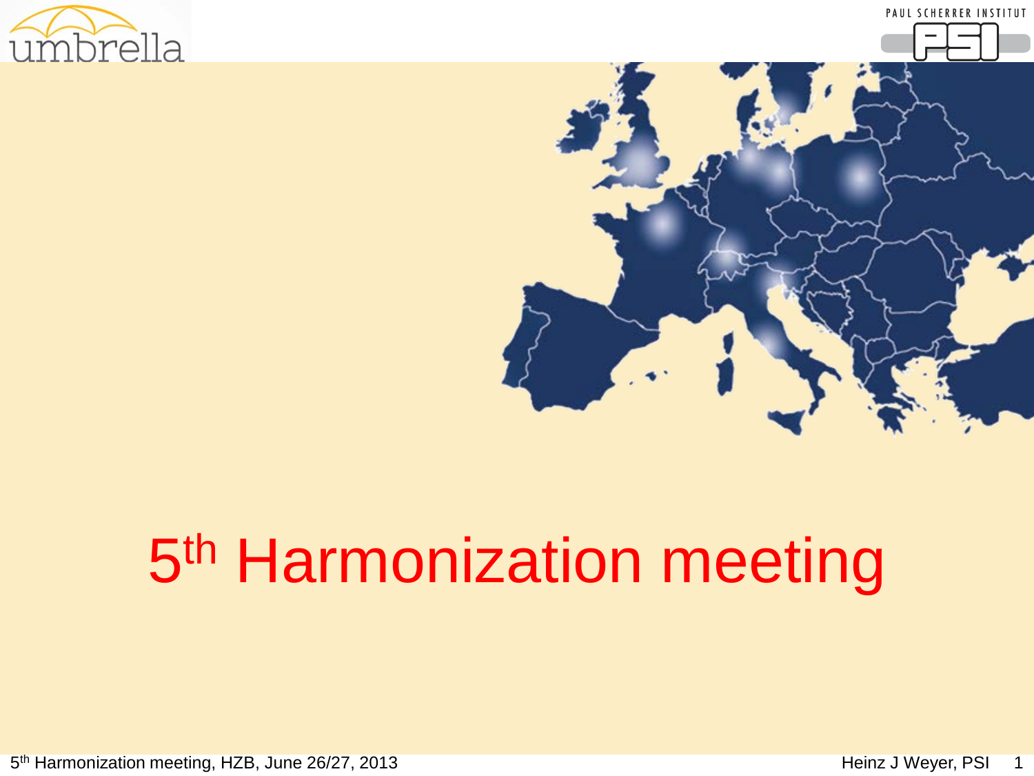# 5th Harmonization meeting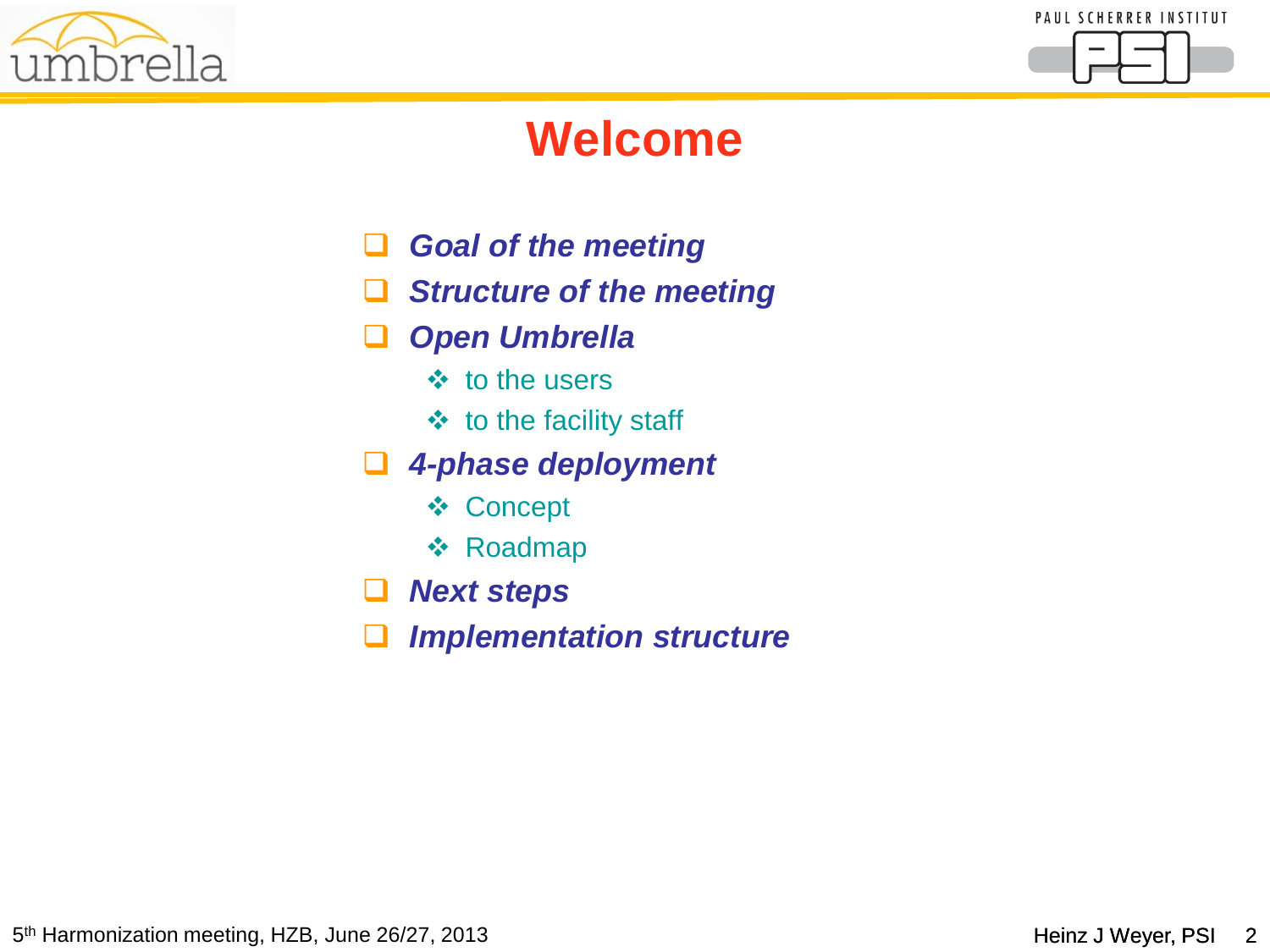# Welcome

- ***Goal of the meeting***
- ***Structure of the meeting***
- ***Open Umbrella***
  - to the users
  - to the facility staff
- ***4-phase deployment***
  - Concept
  - Roadmap
- ***Next steps***
- ***Implementation structure***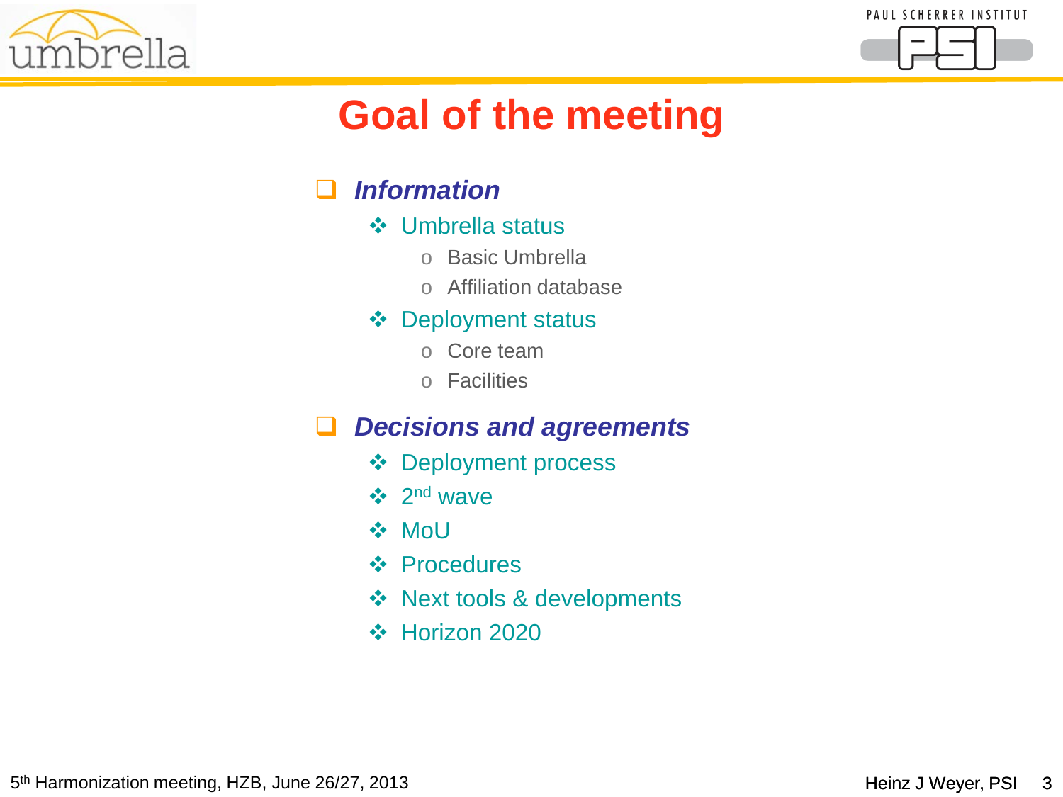# Goal of the meeting

- ***Information***
  - Umbrella status
    - Basic Umbrella
    - Affiliation database
  - Deployment status
    - Core team
    - Facilities
- ***Decisions and agreements***
  - Deployment process
  - 2nd wave
  - MoU
  - Procedures
  - Next tools & developments
  - Horizon 2020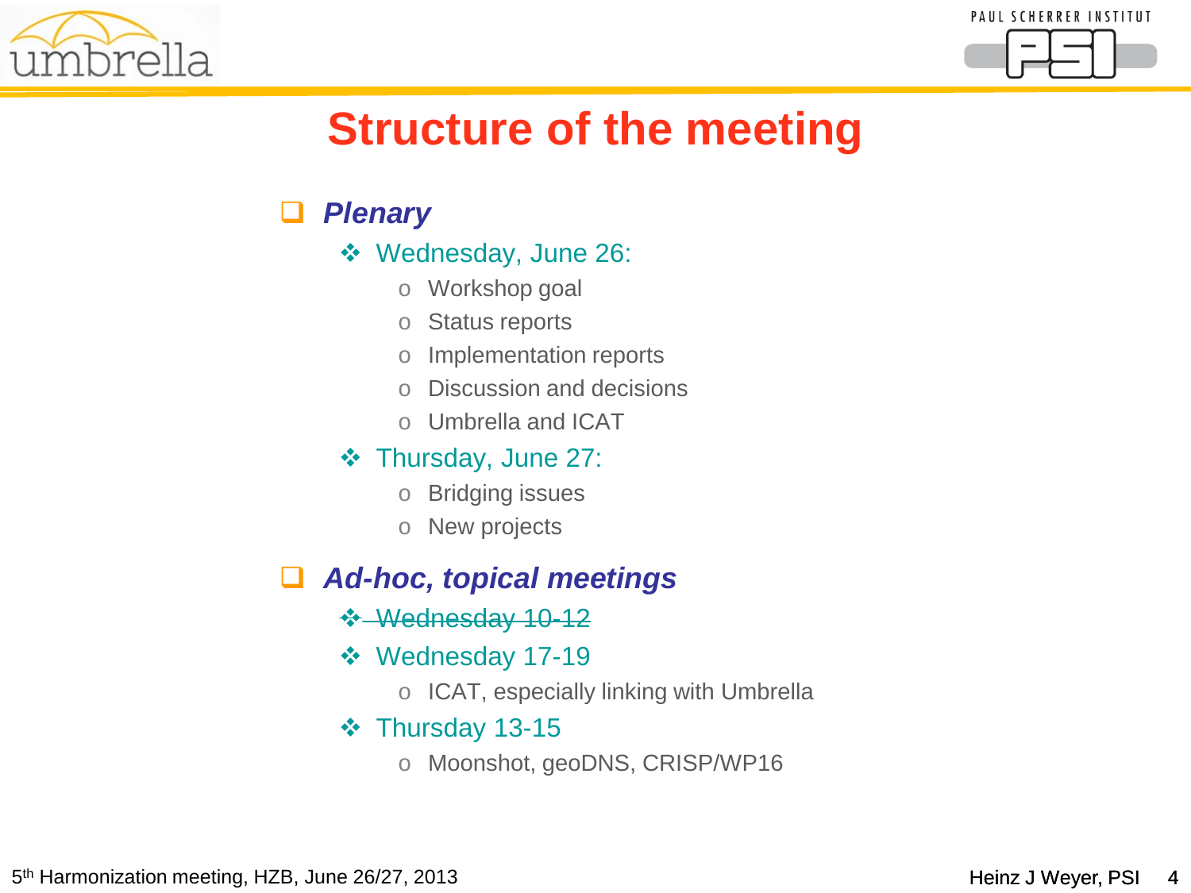# Structure of the meeting

- ***Plenary***
  - Wednesday, June 26:
    - Workshop goal
    - Status reports
    - Implementation reports
    - Discussion and decisions
    - Umbrella and ICAT
  - Thursday, June 27:
    - Bridging issues
    - New projects
- ***Ad-hoc, topical meetings***
  - ~~Wednesday 10-12~~
  - Wednesday 17-19
    - ICAT, especially linking with Umbrella
  - Thursday 13-15
    - Moonshot, geoDNS, CRISP/WP16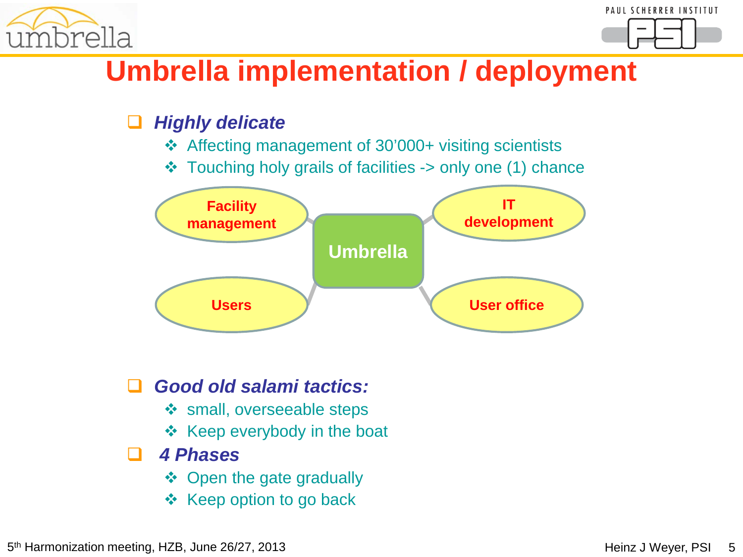# Umbrella implementation / deployment

- ***Highly delicate***
  - Affecting management of 30'000+ visiting scientists
  - Touching holy grails of facilities -> only one (1) chance

**Facility management** — **Umbrella** — **IT development**

**Users** — **Umbrella** — **User office**

- ***Good old salami tactics:***
  - small, overseeable steps
  - Keep everybody in the boat
- ***4 Phases***
  - Open the gate gradually
  - Keep option to go back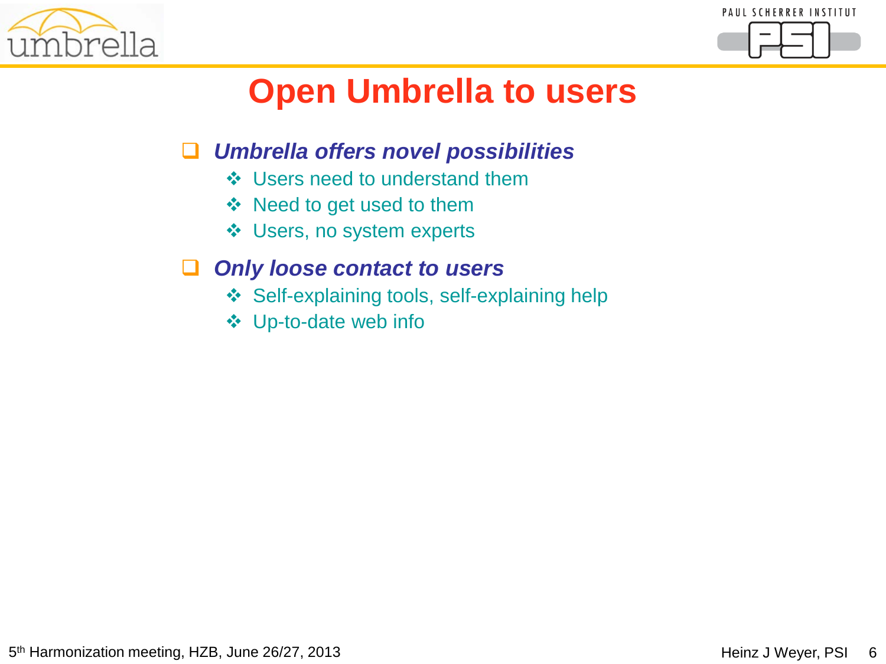# Open Umbrella to users

- ***Umbrella offers novel possibilities***
  - Users need to understand them
  - Need to get used to them
  - Users, no system experts
- ***Only loose contact to users***
  - Self-explaining tools, self-explaining help
  - Up-to-date web info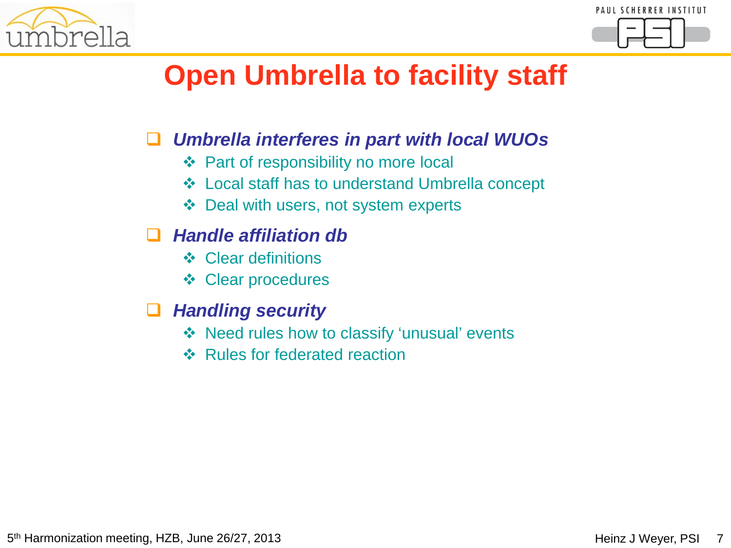# Open Umbrella to facility staff

- ***Umbrella interferes in part with local WUOs***
  - Part of responsibility no more local
  - Local staff has to understand Umbrella concept
  - Deal with users, not system experts
- ***Handle affiliation db***
  - Clear definitions
  - Clear procedures
- ***Handling security***
  - Need rules how to classify ‘unusual’ events
  - Rules for federated reaction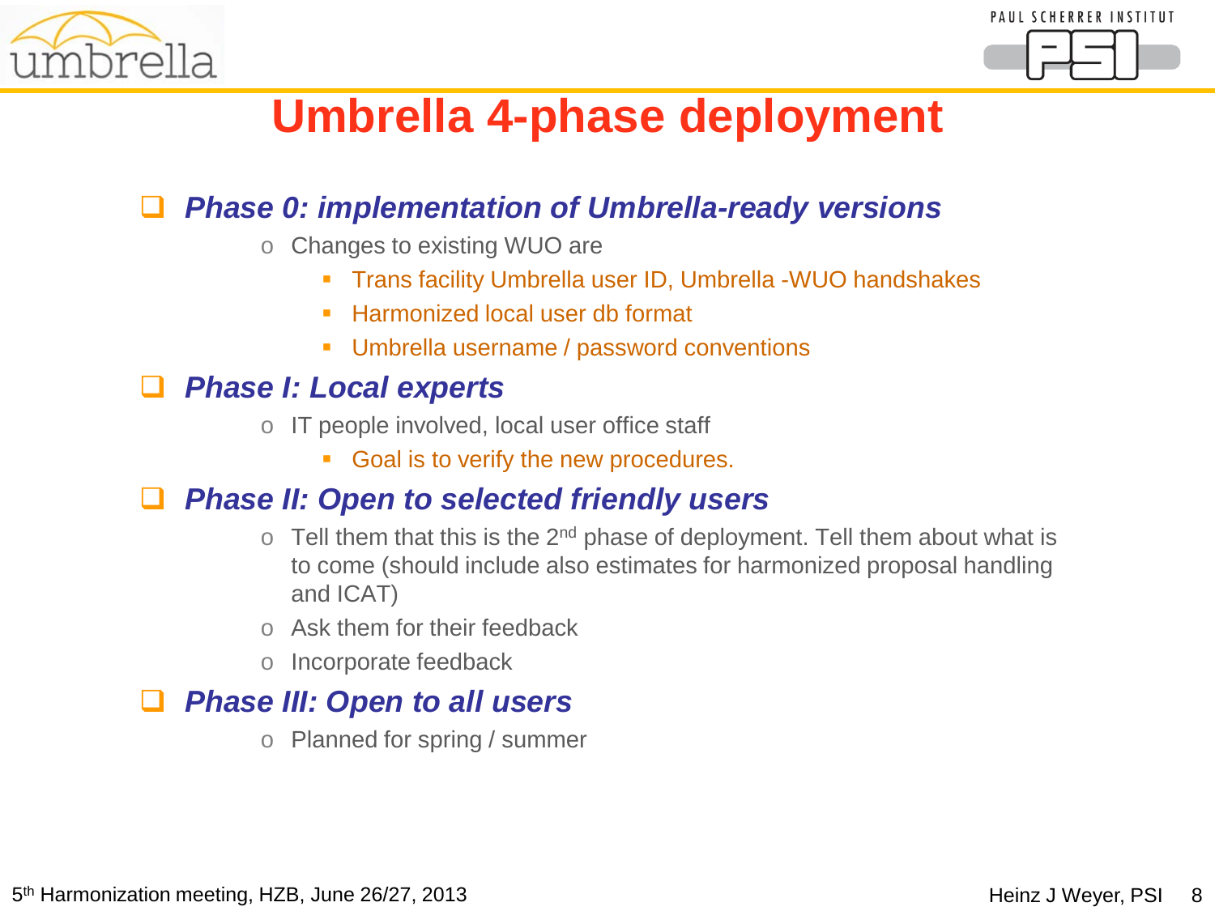# Umbrella 4-phase deployment

- ***Phase 0: implementation of Umbrella-ready versions***
  - Changes to existing WUO are
    - Trans facility Umbrella user ID, Umbrella -WUO handshakes
    - Harmonized local user db format
    - Umbrella username / password conventions
- ***Phase I: Local experts***
  - IT people involved, local user office staff
    - Goal is to verify the new procedures.
- ***Phase II: Open to selected friendly users***
  - Tell them that this is the 2nd phase of deployment. Tell them about what is to come (should include also estimates for harmonized proposal handling and ICAT)
  - Ask them for their feedback
  - Incorporate feedback
- ***Phase III: Open to all users***
  - Planned for spring / summer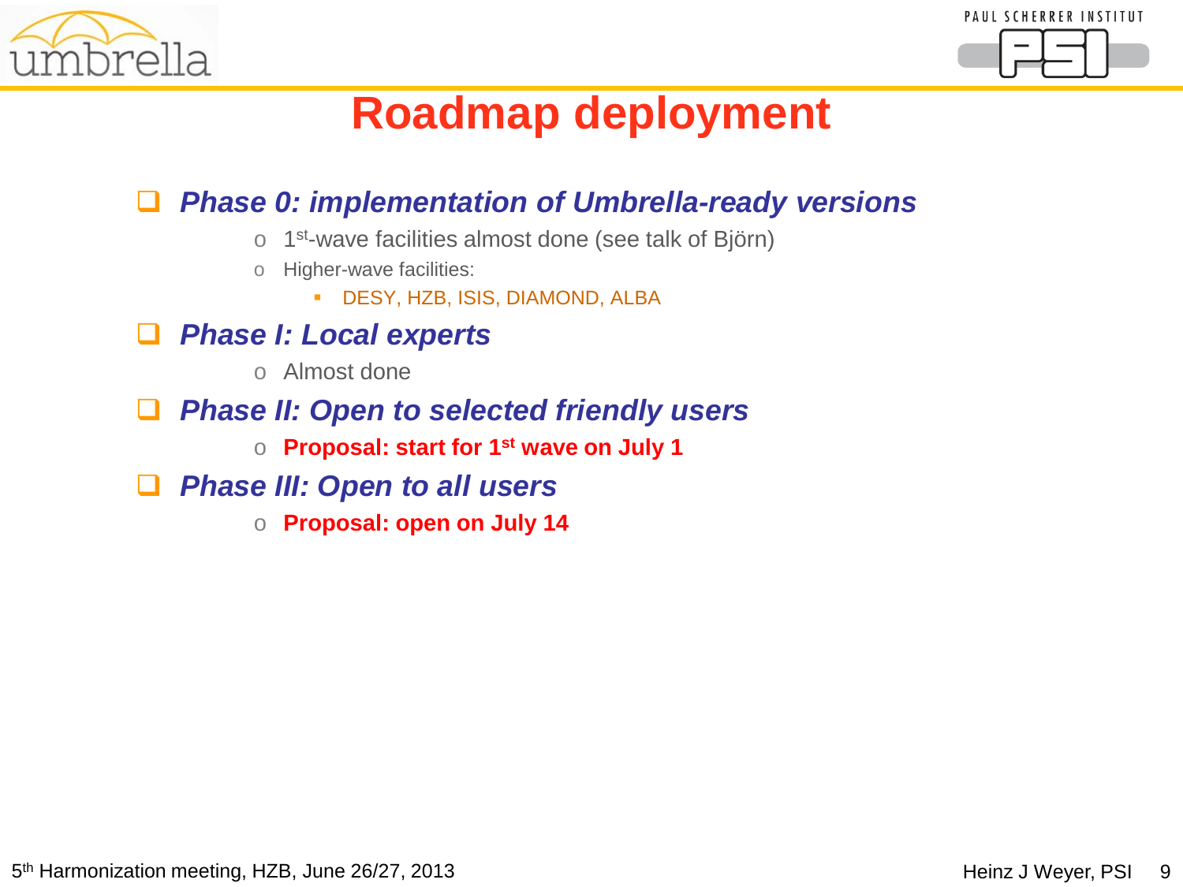# Roadmap deployment

- ***Phase 0: implementation of Umbrella-ready versions***
  - 1st-wave facilities almost done (see talk of Björn)
  - Higher-wave facilities:
    - DESY, HZB, ISIS, DIAMOND, ALBA
- ***Phase I: Local experts***
  - Almost done
- ***Phase II: Open to selected friendly users***
  - **Proposal: start for 1st wave on July 1**
- ***Phase III: Open to all users***
  - **Proposal: open on July 14**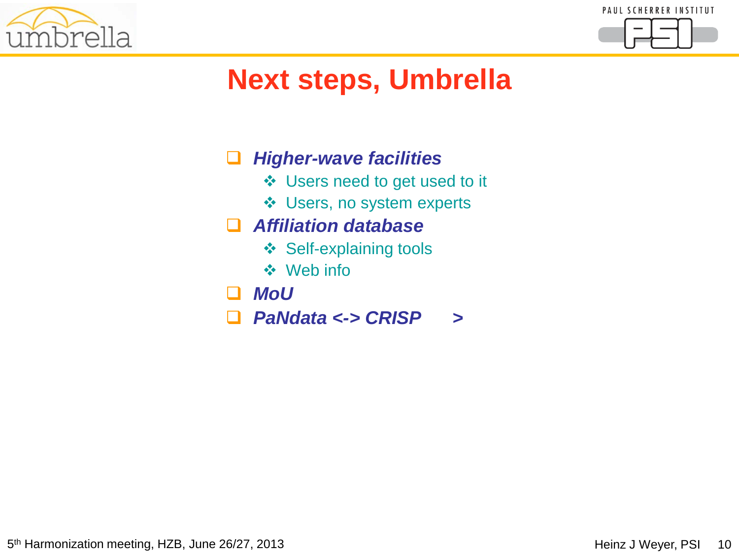# Next steps, Umbrella

- ***Higher-wave facilities***
  - Users need to get used to it
  - Users, no system experts
- ***Affiliation database***
  - Self-explaining tools
  - Web info
- ***MoU***
- ***PaNdata <-> CRISP >***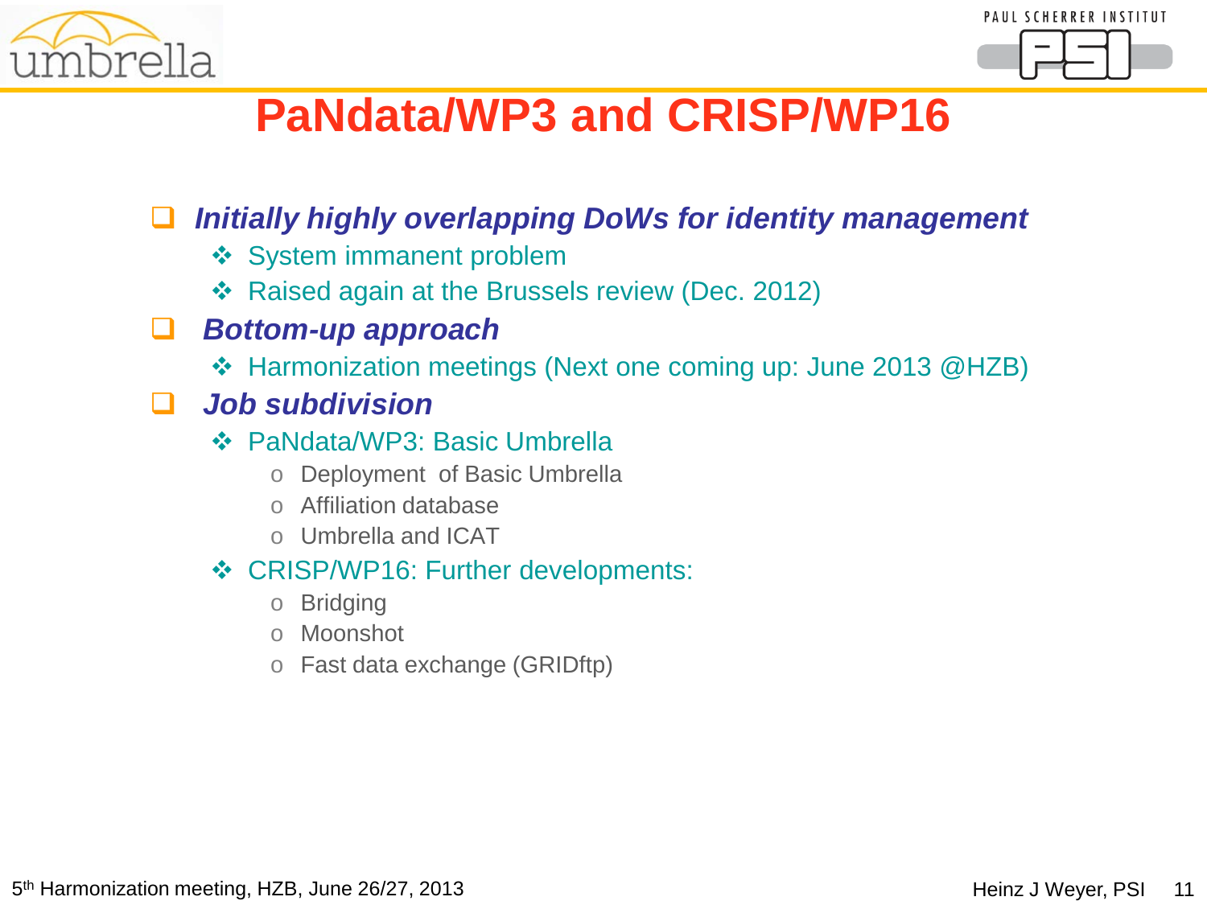# PaNdata/WP3 and CRISP/WP16

- ***Initially highly overlapping DoWs for identity management***
  - System immanent problem
  - Raised again at the Brussels review (Dec. 2012)
- ***Bottom-up approach***
  - Harmonization meetings (Next one coming up: June 2013 @HZB)
- ***Job subdivision***
  - PaNdata/WP3: Basic Umbrella
    - Deployment of Basic Umbrella
    - Affiliation database
    - Umbrella and ICAT
  - CRISP/WP16: Further developments:
    - Bridging
    - Moonshot
    - Fast data exchange (GRIDftp)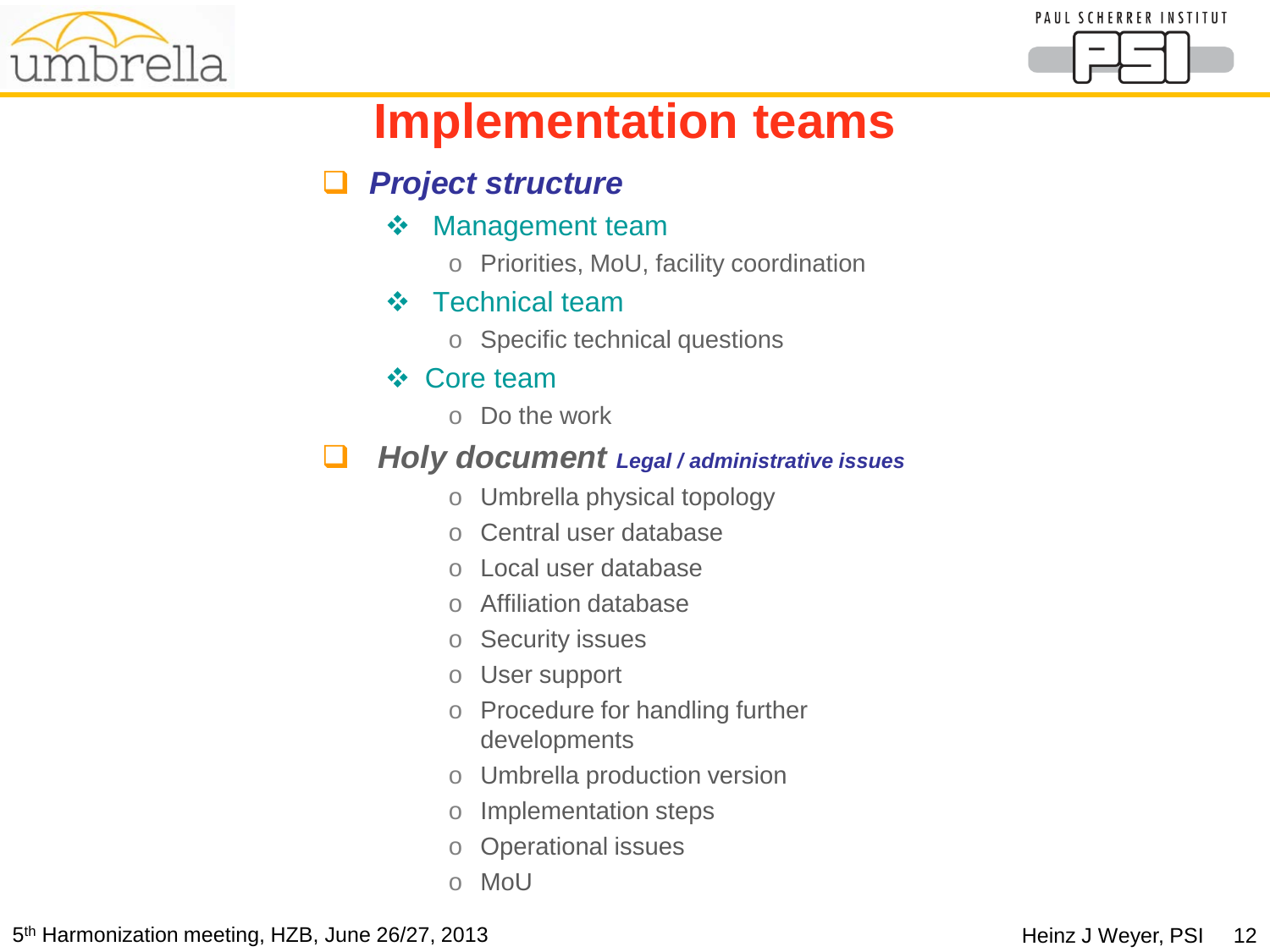# Implementation teams

- ***Project structure***
  - Management team
    - Priorities, MoU, facility coordination
  - Technical team
    - Specific technical questions
  - Core team
    - Do the work
- ***Holy document*** ***Legal / administrative issues***
    - Umbrella physical topology
    - Central user database
    - Local user database
    - Affiliation database
    - Security issues
    - User support
    - Procedure for handling further developments
    - Umbrella production version
    - Implementation steps
    - Operational issues
    - MoU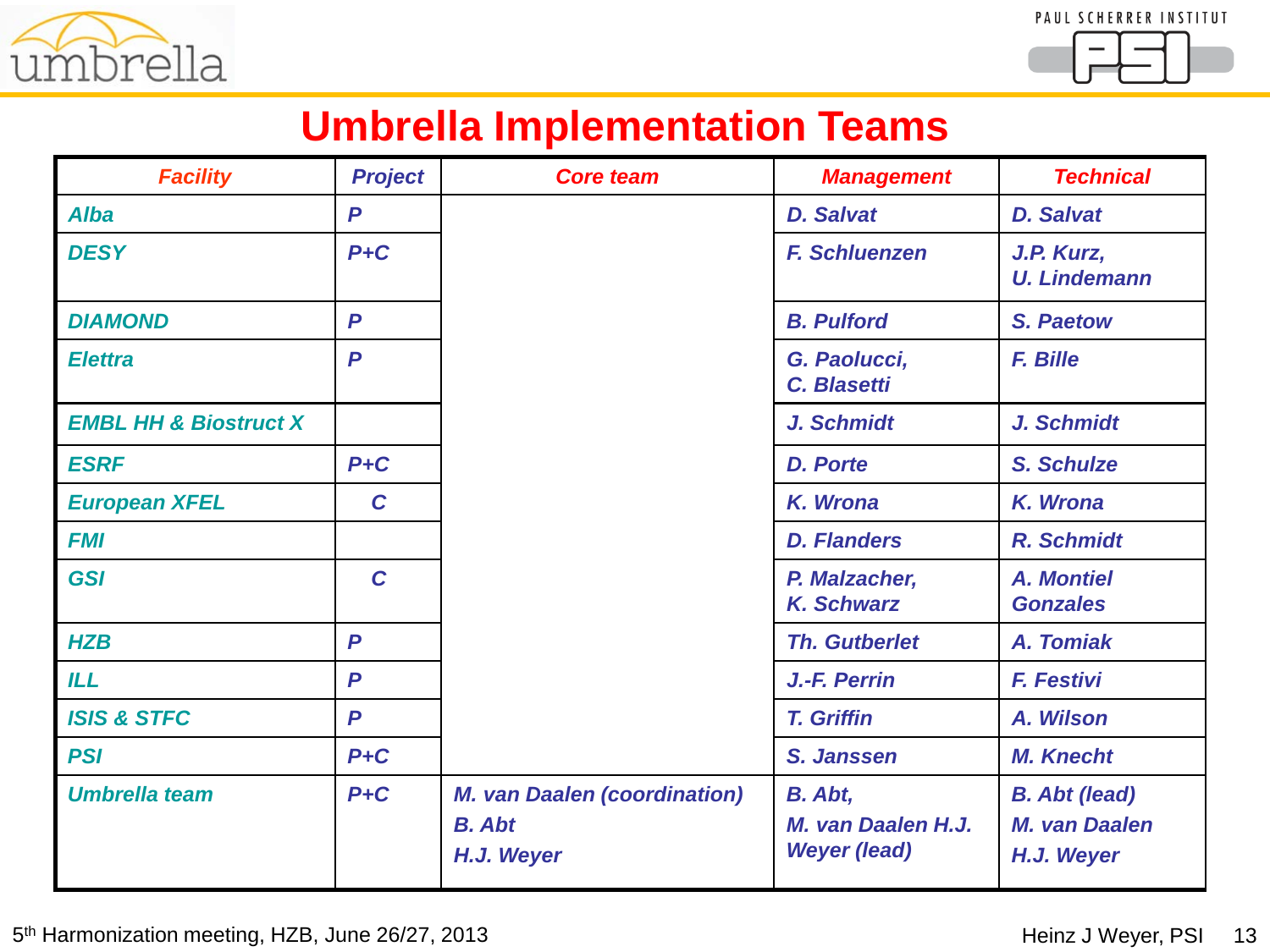# Umbrella Implementation Teams

| Facility | Project | Core team | Management | Technical |
|---|---|---|---|---|
| Alba | P | | D. Salvat | D. Salvat |
| DESY | P+C | | F. Schluenzen | J.P. Kurz, U. Lindemann |
| DIAMOND | P | | B. Pulford | S. Paetow |
| Elettra | P | | G. Paolucci, C. Blasetti | F. Bille |
| EMBL HH & Biostruct X | | | J. Schmidt | J. Schmidt |
| ESRF | P+C | | D. Porte | S. Schulze |
| European XFEL | C | | K. Wrona | K. Wrona |
| FMI | | | D. Flanders | R. Schmidt |
| GSI | C | | P. Malzacher, K. Schwarz | A. Montiel Gonzales |
| HZB | P | | Th. Gutberlet | A. Tomiak |
| ILL | P | | J.-F. Perrin | F. Festivi |
| ISIS & STFC | P | | T. Griffin | A. Wilson |
| PSI | P+C | | S. Janssen | M. Knecht |
| Umbrella team | P+C | M. van Daalen (coordination) B. Abt H.J. Weyer | B. Abt, M. van Daalen H.J. Weyer (lead) | B. Abt (lead) M. van Daalen H.J. Weyer |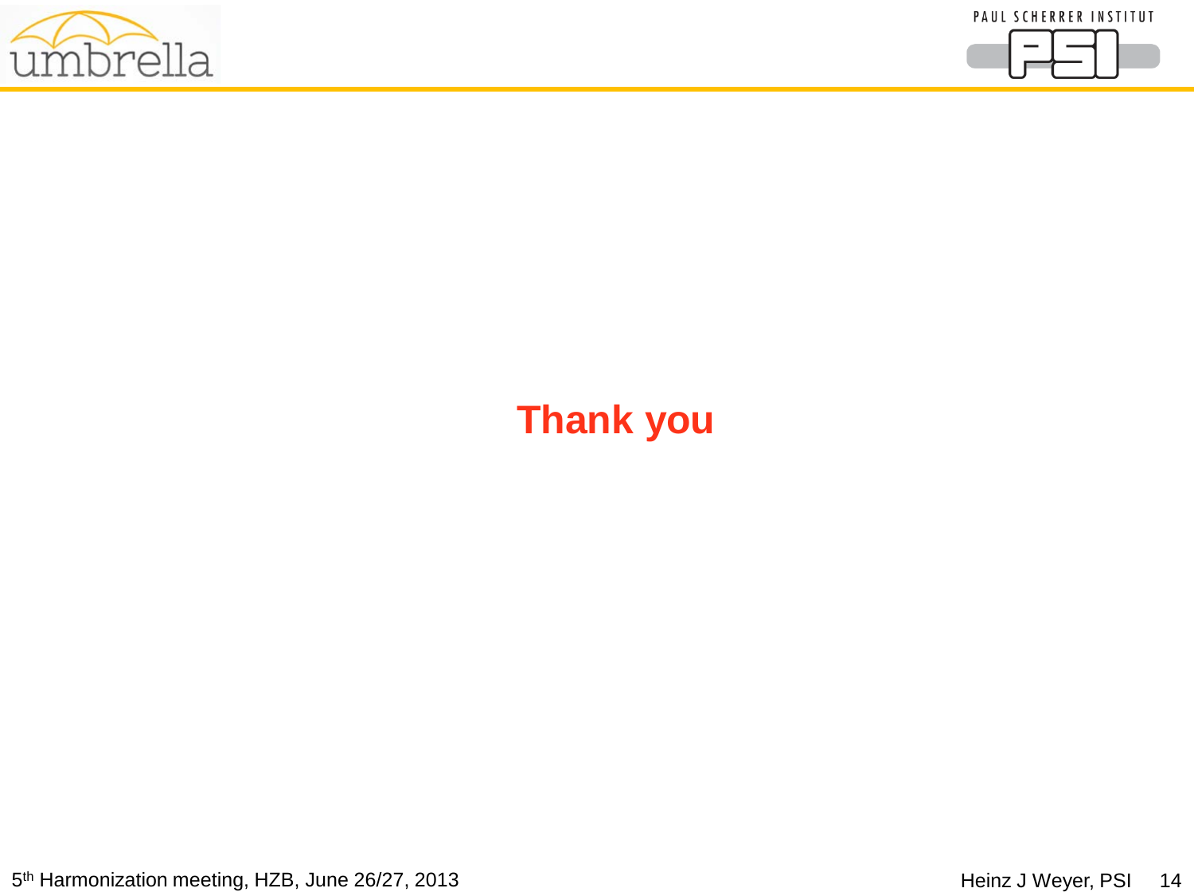**Thank you**